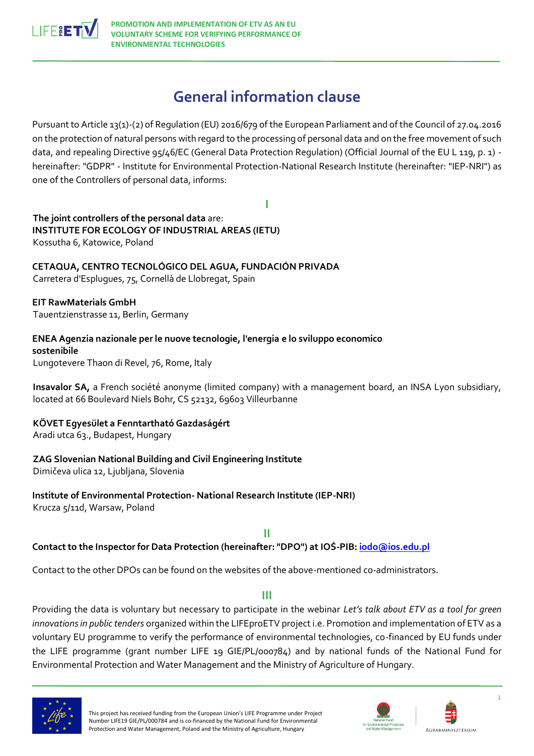# General information clause

Pursuant to Article 13(1)-(2) of Regulation (EU) 2016/679 of the European Parliament and of the Council of 27.04.2016 on the protection of natural persons with regard to the processing of personal data and on the free movement of such data, and repealing Directive 95/46/EC (General Data Protection Regulation) (Official Journal of the EU L 119, p. 1) - hereinafter: "GDPR" - Institute for Environmental Protection-National Research Institute (hereinafter: "IEP-NRI") as one of the Controllers of personal data, informs:

## I

**The joint controllers of the personal data** are:

**INSTITUTE FOR ECOLOGY OF INDUSTRIAL AREAS (IETU)**
Kossutha 6, Katowice, Poland

**CETAQUA, CENTRO TECNOLÓGICO DEL AGUA, FUNDACIÓN PRIVADA**
Carretera d'Esplugues, 75, Cornellà de Llobregat, Spain

**EIT RawMaterials GmbH**
Tauentzienstrasse 11, Berlin, Germany

**ENEA Agenzia nazionale per le nuove tecnologie, l'energia e lo sviluppo economico sostenibile**
Lungotevere Thaon di Revel, 76, Rome, Italy

**Insavalor SA,** a French société anonyme (limited company) with a management board, an INSA Lyon subsidiary, located at 66 Boulevard Niels Bohr, CS 52132, 69603 Villeurbanne

**KÖVET Egyesület a Fenntartható Gazdaságért**
Aradi utca 63., Budapest, Hungary

**ZAG Slovenian National Building and Civil Engineering Institute**
Dimičeva ulica 12, Ljubljana, Slovenia

**Institute of Environmental Protection- National Research Institute (IEP-NRI)**
Krucza 5/11d, Warsaw, Poland

## II

**Contact to the Inspector for Data Protection (hereinafter: "DPO") at IOŚ-PIB: iodo@ios.edu.pl**

Contact to the other DPOs can be found on the websites of the above-mentioned co-administrators.

## III

Providing the data is voluntary but necessary to participate in the webinar *Let's talk about ETV as a tool for green innovations in public tenders* organized within the LIFEproETV project i.e. Promotion and implementation of ETV as a voluntary EU programme to verify the performance of environmental technologies, co-financed by EU funds under the LIFE programme (grant number LIFE 19 GIE/PL/000784) and by national funds of the National Fund for Environmental Protection and Water Management and the Ministry of Agriculture of Hungary.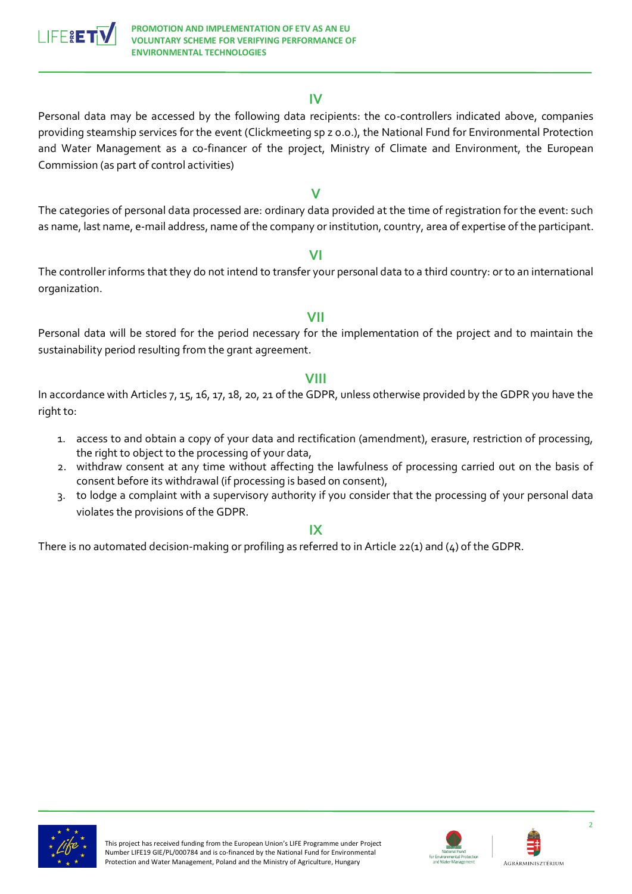## IV

Personal data may be accessed by the following data recipients: the co-controllers indicated above, companies providing steamship services for the event (Clickmeeting sp z o.o.), the National Fund for Environmental Protection and Water Management as a co-financer of the project, Ministry of Climate and Environment, the European Commission (as part of control activities)

## V

The categories of personal data processed are: ordinary data provided at the time of registration for the event: such as name, last name, e-mail address, name of the company or institution, country, area of expertise of the participant.

## VI

The controller informs that they do not intend to transfer your personal data to a third country: or to an international organization.

## VII

Personal data will be stored for the period necessary for the implementation of the project and to maintain the sustainability period resulting from the grant agreement.

## VIII

In accordance with Articles 7, 15, 16, 17, 18, 20, 21 of the GDPR, unless otherwise provided by the GDPR you have the right to:

1. access to and obtain a copy of your data and rectification (amendment), erasure, restriction of processing, the right to object to the processing of your data,
2. withdraw consent at any time without affecting the lawfulness of processing carried out on the basis of consent before its withdrawal (if processing is based on consent),
3. to lodge a complaint with a supervisory authority if you consider that the processing of your personal data violates the provisions of the GDPR.

## IX

There is no automated decision-making or profiling as referred to in Article 22(1) and (4) of the GDPR.